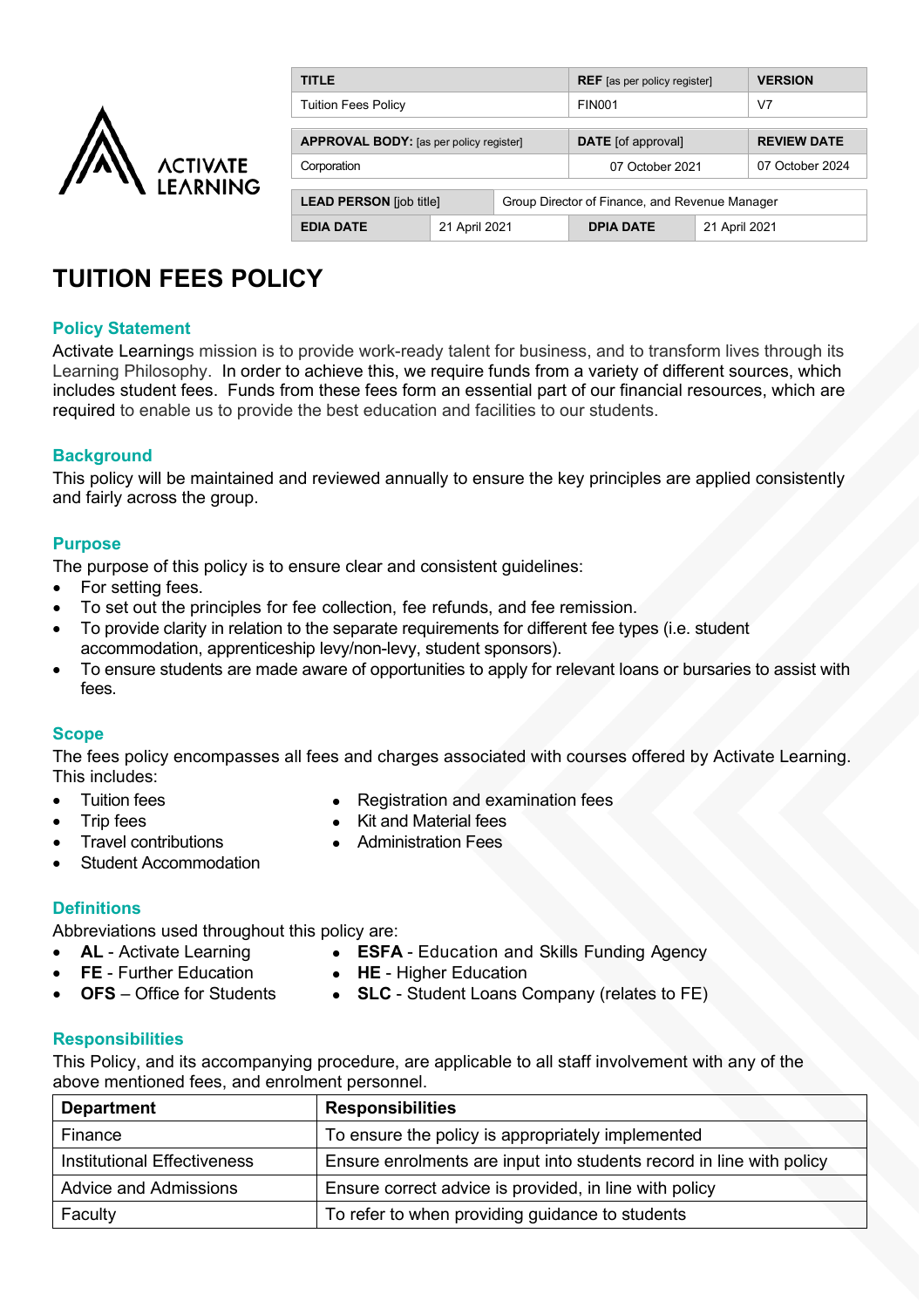| TITLE | | REF [as per policy register] | | VERSION |
|---|---|---|---|---|
| Tuition Fees Policy | | FIN001 | | V7 |
| APPROVAL BODY: [as per policy register] | | DATE [of approval] | | REVIEW DATE |
| Corporation | | 07 October 2021 | | 07 October 2024 |
| LEAD PERSON [job title] | Group Director of Finance, and Revenue Manager | | | |
| EDIA DATE | 21 April 2021 | DPIA DATE | 21 April 2021 | |

# TUITION FEES POLICY

## Policy Statement

Activate Learnings mission is to provide work-ready talent for business, and to transform lives through its Learning Philosophy. In order to achieve this, we require funds from a variety of different sources, which includes student fees. Funds from these fees form an essential part of our financial resources, which are required to enable us to provide the best education and facilities to our students.

## Background

This policy will be maintained and reviewed annually to ensure the key principles are applied consistently and fairly across the group.

## Purpose

The purpose of this policy is to ensure clear and consistent guidelines:

- For setting fees.
- To set out the principles for fee collection, fee refunds, and fee remission.
- To provide clarity in relation to the separate requirements for different fee types (i.e. student accommodation, apprenticeship levy/non-levy, student sponsors).
- To ensure students are made aware of opportunities to apply for relevant loans or bursaries to assist with fees.

## Scope

The fees policy encompasses all fees and charges associated with courses offered by Activate Learning. This includes:

- Tuition fees
- Trip fees
- Travel contributions
- Student Accommodation
- Registration and examination fees
- Kit and Material fees
- Administration Fees

## Definitions

Abbreviations used throughout this policy are:

- **AL** - Activate Learning
- **FE** - Further Education
- **OFS** – Office for Students
- **ESFA** - Education and Skills Funding Agency
- **HE** - Higher Education
- **SLC** - Student Loans Company (relates to FE)

## Responsibilities

This Policy, and its accompanying procedure, are applicable to all staff involvement with any of the above mentioned fees, and enrolment personnel.

| Department | Responsibilities |
|---|---|
| Finance | To ensure the policy is appropriately implemented |
| Institutional Effectiveness | Ensure enrolments are input into students record in line with policy |
| Advice and Admissions | Ensure correct advice is provided, in line with policy |
| Faculty | To refer to when providing guidance to students |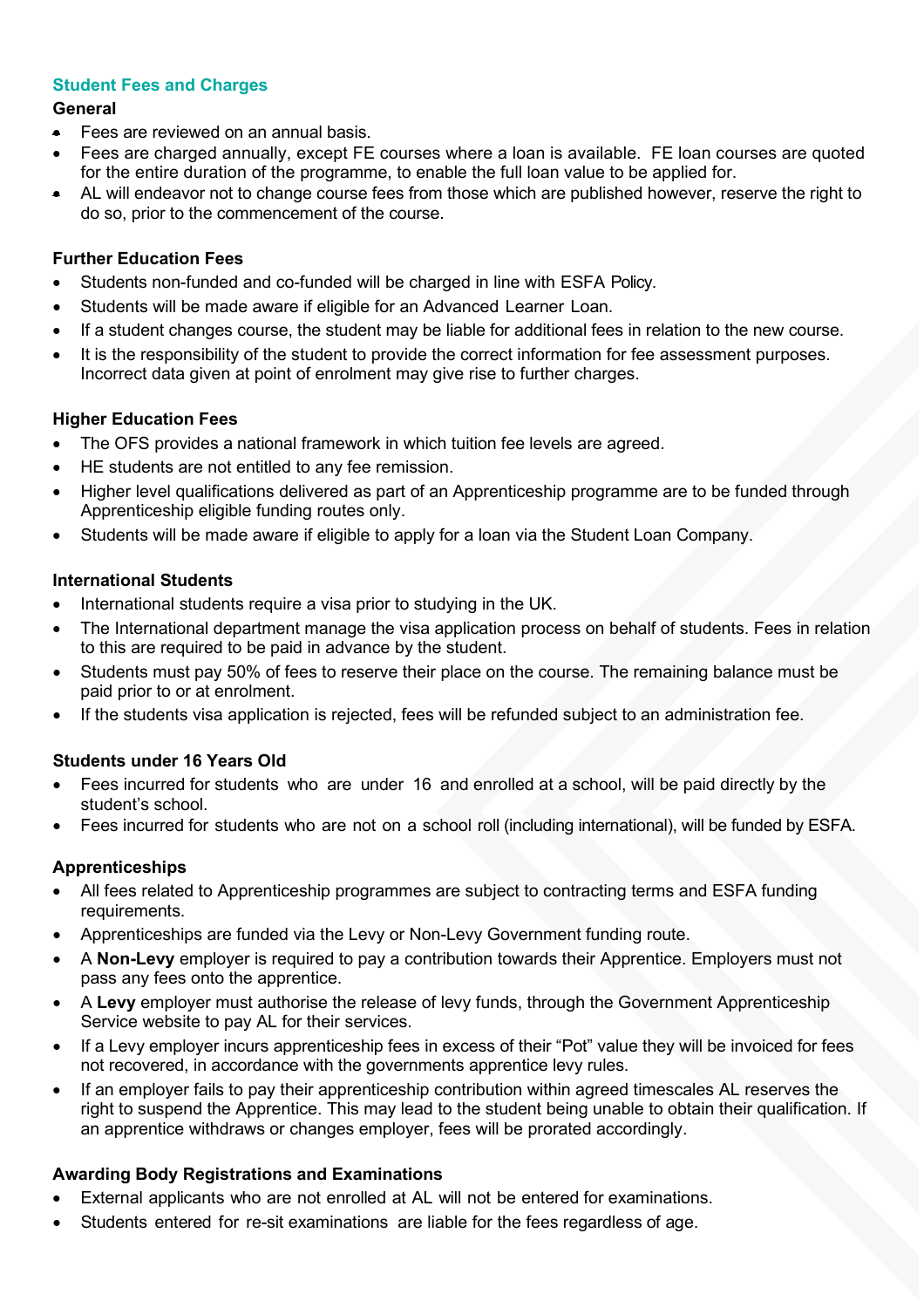## Student Fees and Charges

### General

- Fees are reviewed on an annual basis.
- Fees are charged annually, except FE courses where a loan is available. FE loan courses are quoted for the entire duration of the programme, to enable the full loan value to be applied for.
- AL will endeavor not to change course fees from those which are published however, reserve the right to do so, prior to the commencement of the course.

### Further Education Fees

- Students non-funded and co-funded will be charged in line with ESFA Policy.
- Students will be made aware if eligible for an Advanced Learner Loan.
- If a student changes course, the student may be liable for additional fees in relation to the new course.
- It is the responsibility of the student to provide the correct information for fee assessment purposes. Incorrect data given at point of enrolment may give rise to further charges.

### Higher Education Fees

- The OFS provides a national framework in which tuition fee levels are agreed.
- HE students are not entitled to any fee remission.
- Higher level qualifications delivered as part of an Apprenticeship programme are to be funded through Apprenticeship eligible funding routes only.
- Students will be made aware if eligible to apply for a loan via the Student Loan Company.

### International Students

- International students require a visa prior to studying in the UK.
- The International department manage the visa application process on behalf of students. Fees in relation to this are required to be paid in advance by the student.
- Students must pay 50% of fees to reserve their place on the course. The remaining balance must be paid prior to or at enrolment.
- If the students visa application is rejected, fees will be refunded subject to an administration fee.

### Students under 16 Years Old

- Fees incurred for students who are under 16 and enrolled at a school, will be paid directly by the student's school.
- Fees incurred for students who are not on a school roll (including international), will be funded by ESFA.

### Apprenticeships

- All fees related to Apprenticeship programmes are subject to contracting terms and ESFA funding requirements.
- Apprenticeships are funded via the Levy or Non-Levy Government funding route.
- A **Non-Levy** employer is required to pay a contribution towards their Apprentice. Employers must not pass any fees onto the apprentice.
- A **Levy** employer must authorise the release of levy funds, through the Government Apprenticeship Service website to pay AL for their services.
- If a Levy employer incurs apprenticeship fees in excess of their "Pot" value they will be invoiced for fees not recovered, in accordance with the governments apprentice levy rules.
- If an employer fails to pay their apprenticeship contribution within agreed timescales AL reserves the right to suspend the Apprentice. This may lead to the student being unable to obtain their qualification. If an apprentice withdraws or changes employer, fees will be prorated accordingly.

### Awarding Body Registrations and Examinations

- External applicants who are not enrolled at AL will not be entered for examinations.
- Students entered for re-sit examinations are liable for the fees regardless of age.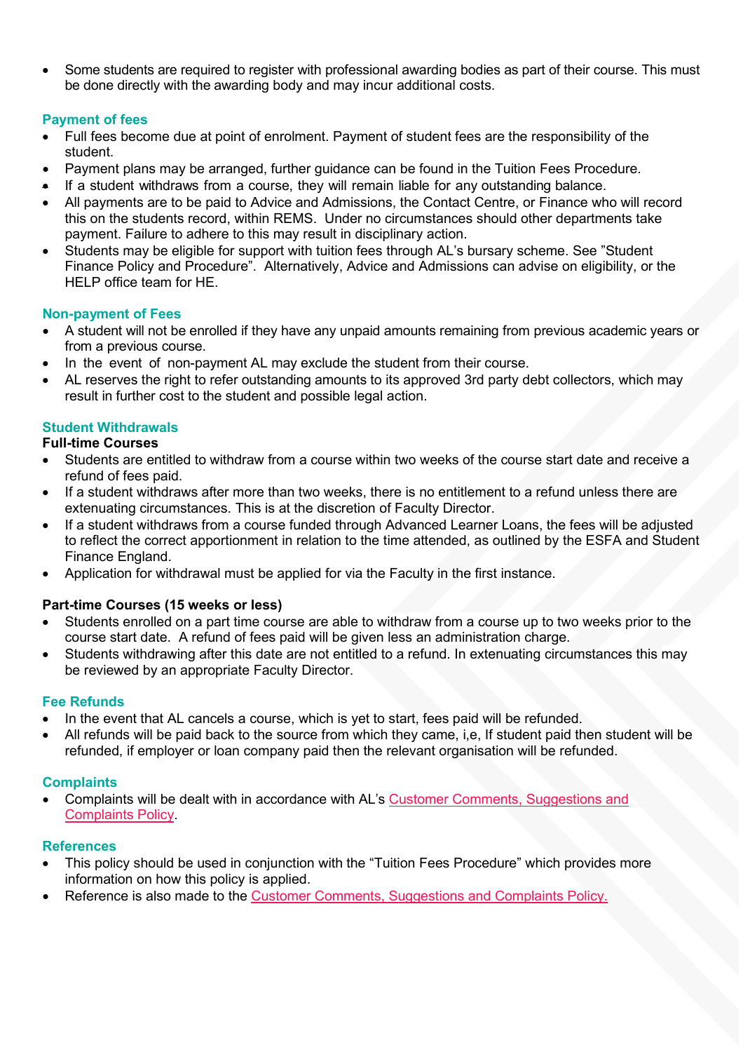- Some students are required to register with professional awarding bodies as part of their course. This must be done directly with the awarding body and may incur additional costs.

## Payment of fees

- Full fees become due at point of enrolment. Payment of student fees are the responsibility of the student.
- Payment plans may be arranged, further guidance can be found in the Tuition Fees Procedure.
- If a student withdraws from a course, they will remain liable for any outstanding balance.
- All payments are to be paid to Advice and Admissions, the Contact Centre, or Finance who will record this on the students record, within REMS. Under no circumstances should other departments take payment. Failure to adhere to this may result in disciplinary action.
- Students may be eligible for support with tuition fees through AL's bursary scheme. See "Student Finance Policy and Procedure". Alternatively, Advice and Admissions can advise on eligibility, or the HELP office team for HE.

## Non-payment of Fees

- A student will not be enrolled if they have any unpaid amounts remaining from previous academic years or from a previous course.
- In the event of non-payment AL may exclude the student from their course.
- AL reserves the right to refer outstanding amounts to its approved 3rd party debt collectors, which may result in further cost to the student and possible legal action.

## Student Withdrawals

**Full-time Courses**

- Students are entitled to withdraw from a course within two weeks of the course start date and receive a refund of fees paid.
- If a student withdraws after more than two weeks, there is no entitlement to a refund unless there are extenuating circumstances. This is at the discretion of Faculty Director.
- If a student withdraws from a course funded through Advanced Learner Loans, the fees will be adjusted to reflect the correct apportionment in relation to the time attended, as outlined by the ESFA and Student Finance England.
- Application for withdrawal must be applied for via the Faculty in the first instance.

**Part-time Courses (15 weeks or less)**

- Students enrolled on a part time course are able to withdraw from a course up to two weeks prior to the course start date. A refund of fees paid will be given less an administration charge.
- Students withdrawing after this date are not entitled to a refund. In extenuating circumstances this may be reviewed by an appropriate Faculty Director.

## Fee Refunds

- In the event that AL cancels a course, which is yet to start, fees paid will be refunded.
- All refunds will be paid back to the source from which they came, i,e, If student paid then student will be refunded, if employer or loan company paid then the relevant organisation will be refunded.

## Complaints

- Complaints will be dealt with in accordance with AL's Customer Comments, Suggestions and Complaints Policy.

## References

- This policy should be used in conjunction with the "Tuition Fees Procedure" which provides more information on how this policy is applied.
- Reference is also made to the Customer Comments, Suggestions and Complaints Policy.